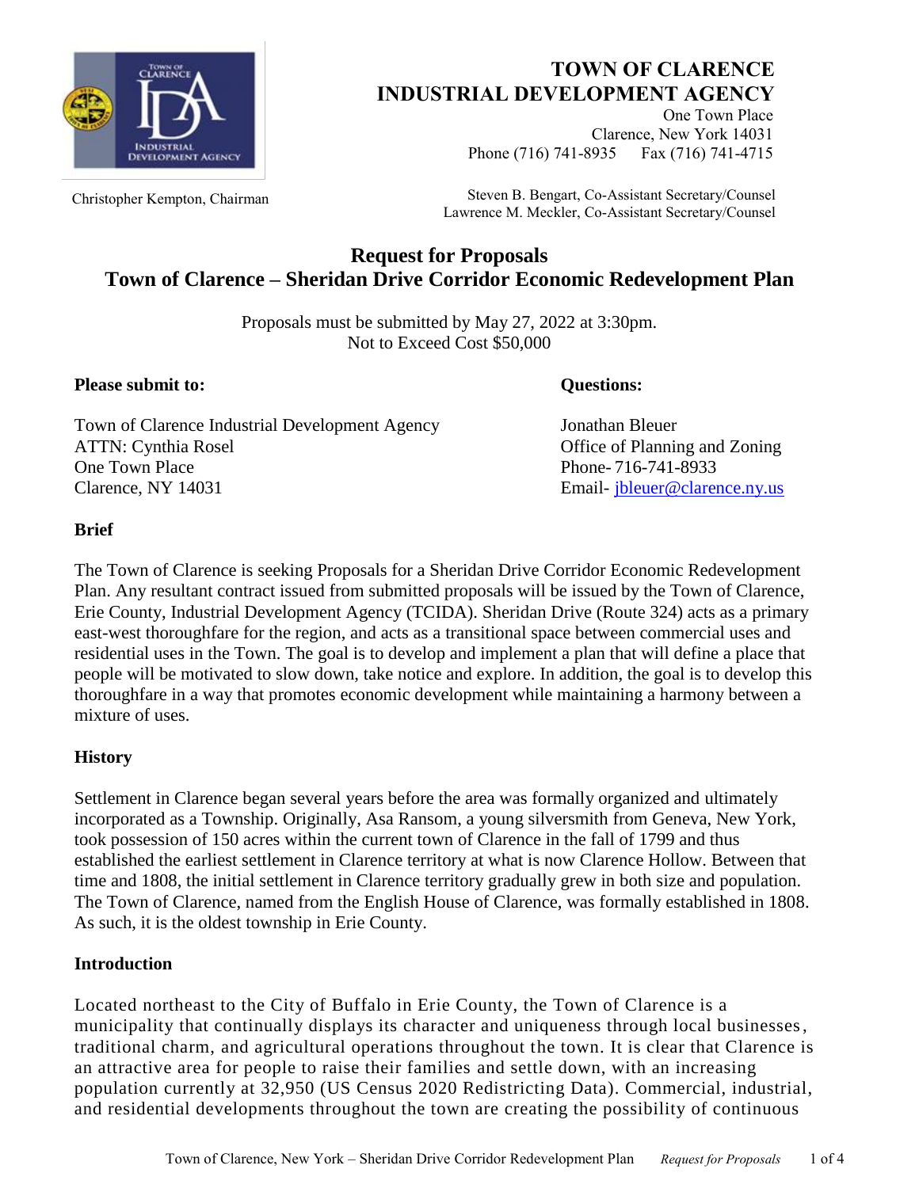# TOWN OF CLARENCE INDUSTRIAL DEVELOPMENT AGENCY

One Town Place
Clarence, New York 14031
Phone (716) 741-8935 Fax (716) 741-4715

Christopher Kempton, Chairman

Steven B. Bengart, Co-Assistant Secretary/Counsel
Lawrence M. Meckler, Co-Assistant Secretary/Counsel

## Request for Proposals
## Town of Clarence – Sheridan Drive Corridor Economic Redevelopment Plan

Proposals must be submitted by May 27, 2022 at 3:30pm.
Not to Exceed Cost $50,000

**Please submit to:**

Town of Clarence Industrial Development Agency
ATTN: Cynthia Rosel
One Town Place
Clarence, NY 14031

**Questions:**

Jonathan Bleuer
Office of Planning and Zoning
Phone- 716-741-8933
Email- jbleuer@clarence.ny.us

### Brief

The Town of Clarence is seeking Proposals for a Sheridan Drive Corridor Economic Redevelopment Plan. Any resultant contract issued from submitted proposals will be issued by the Town of Clarence, Erie County, Industrial Development Agency (TCIDA). Sheridan Drive (Route 324) acts as a primary east-west thoroughfare for the region, and acts as a transitional space between commercial uses and residential uses in the Town. The goal is to develop and implement a plan that will define a place that people will be motivated to slow down, take notice and explore. In addition, the goal is to develop this thoroughfare in a way that promotes economic development while maintaining a harmony between a mixture of uses.

### History

Settlement in Clarence began several years before the area was formally organized and ultimately incorporated as a Township. Originally, Asa Ransom, a young silversmith from Geneva, New York, took possession of 150 acres within the current town of Clarence in the fall of 1799 and thus established the earliest settlement in Clarence territory at what is now Clarence Hollow. Between that time and 1808, the initial settlement in Clarence territory gradually grew in both size and population. The Town of Clarence, named from the English House of Clarence, was formally established in 1808. As such, it is the oldest township in Erie County.

### Introduction

Located northeast to the City of Buffalo in Erie County, the Town of Clarence is a municipality that continually displays its character and uniqueness through local businesses, traditional charm, and agricultural operations throughout the town. It is clear that Clarence is an attractive area for people to raise their families and settle down, with an increasing population currently at 32,950 (US Census 2020 Redistricting Data). Commercial, industrial, and residential developments throughout the town are creating the possibility of continuous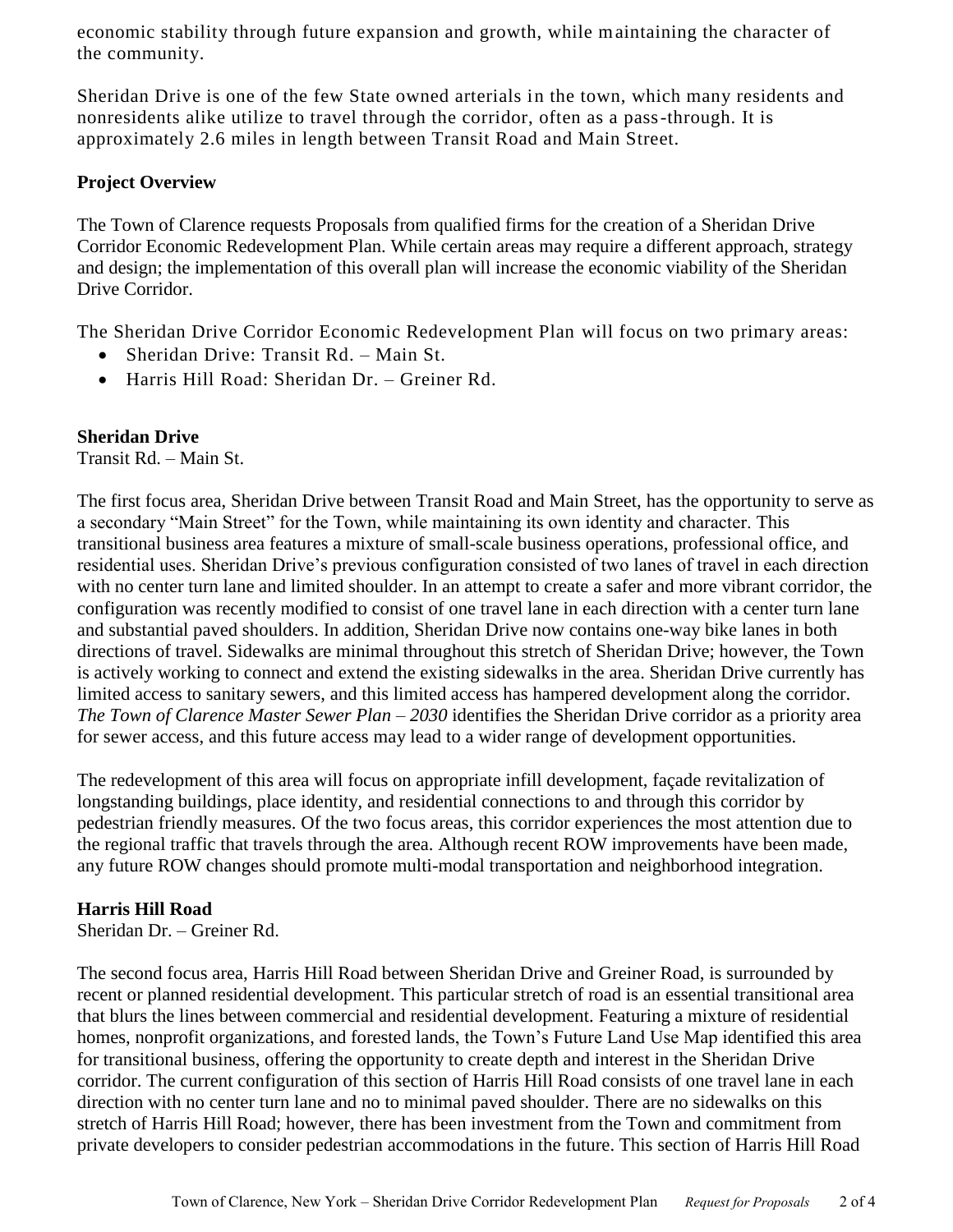economic stability through future expansion and growth, while maintaining the character of the community.

Sheridan Drive is one of the few State owned arterials in the town, which many residents and nonresidents alike utilize to travel through the corridor, often as a pass-through. It is approximately 2.6 miles in length between Transit Road and Main Street.

## Project Overview

The Town of Clarence requests Proposals from qualified firms for the creation of a Sheridan Drive Corridor Economic Redevelopment Plan. While certain areas may require a different approach, strategy and design; the implementation of this overall plan will increase the economic viability of the Sheridan Drive Corridor.

The Sheridan Drive Corridor Economic Redevelopment Plan will focus on two primary areas:

- Sheridan Drive: Transit Rd. – Main St.
- Harris Hill Road: Sheridan Dr. – Greiner Rd.

### Sheridan Drive

Transit Rd. – Main St.

The first focus area, Sheridan Drive between Transit Road and Main Street, has the opportunity to serve as a secondary "Main Street" for the Town, while maintaining its own identity and character. This transitional business area features a mixture of small-scale business operations, professional office, and residential uses. Sheridan Drive's previous configuration consisted of two lanes of travel in each direction with no center turn lane and limited shoulder. In an attempt to create a safer and more vibrant corridor, the configuration was recently modified to consist of one travel lane in each direction with a center turn lane and substantial paved shoulders. In addition, Sheridan Drive now contains one-way bike lanes in both directions of travel. Sidewalks are minimal throughout this stretch of Sheridan Drive; however, the Town is actively working to connect and extend the existing sidewalks in the area. Sheridan Drive currently has limited access to sanitary sewers, and this limited access has hampered development along the corridor. *The Town of Clarence Master Sewer Plan – 2030* identifies the Sheridan Drive corridor as a priority area for sewer access, and this future access may lead to a wider range of development opportunities.

The redevelopment of this area will focus on appropriate infill development, façade revitalization of longstanding buildings, place identity, and residential connections to and through this corridor by pedestrian friendly measures. Of the two focus areas, this corridor experiences the most attention due to the regional traffic that travels through the area. Although recent ROW improvements have been made, any future ROW changes should promote multi-modal transportation and neighborhood integration.

### Harris Hill Road

Sheridan Dr. – Greiner Rd.

The second focus area, Harris Hill Road between Sheridan Drive and Greiner Road, is surrounded by recent or planned residential development. This particular stretch of road is an essential transitional area that blurs the lines between commercial and residential development. Featuring a mixture of residential homes, nonprofit organizations, and forested lands, the Town's Future Land Use Map identified this area for transitional business, offering the opportunity to create depth and interest in the Sheridan Drive corridor. The current configuration of this section of Harris Hill Road consists of one travel lane in each direction with no center turn lane and no to minimal paved shoulder. There are no sidewalks on this stretch of Harris Hill Road; however, there has been investment from the Town and commitment from private developers to consider pedestrian accommodations in the future. This section of Harris Hill Road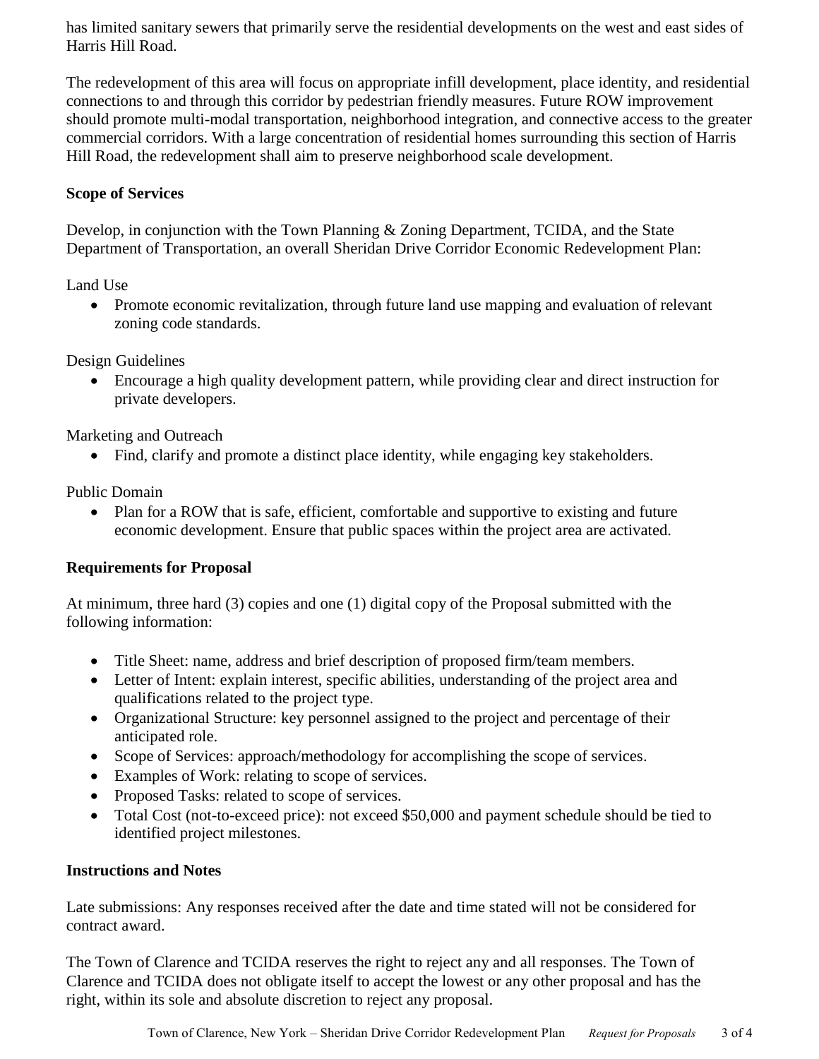has limited sanitary sewers that primarily serve the residential developments on the west and east sides of Harris Hill Road.

The redevelopment of this area will focus on appropriate infill development, place identity, and residential connections to and through this corridor by pedestrian friendly measures. Future ROW improvement should promote multi-modal transportation, neighborhood integration, and connective access to the greater commercial corridors. With a large concentration of residential homes surrounding this section of Harris Hill Road, the redevelopment shall aim to preserve neighborhood scale development.

**Scope of Services**

Develop, in conjunction with the Town Planning & Zoning Department, TCIDA, and the State Department of Transportation, an overall Sheridan Drive Corridor Economic Redevelopment Plan:

Land Use

- Promote economic revitalization, through future land use mapping and evaluation of relevant zoning code standards.

Design Guidelines

- Encourage a high quality development pattern, while providing clear and direct instruction for private developers.

Marketing and Outreach

- Find, clarify and promote a distinct place identity, while engaging key stakeholders.

Public Domain

- Plan for a ROW that is safe, efficient, comfortable and supportive to existing and future economic development. Ensure that public spaces within the project area are activated.

**Requirements for Proposal**

At minimum, three hard (3) copies and one (1) digital copy of the Proposal submitted with the following information:

- Title Sheet: name, address and brief description of proposed firm/team members.
- Letter of Intent: explain interest, specific abilities, understanding of the project area and qualifications related to the project type.
- Organizational Structure: key personnel assigned to the project and percentage of their anticipated role.
- Scope of Services: approach/methodology for accomplishing the scope of services.
- Examples of Work: relating to scope of services.
- Proposed Tasks: related to scope of services.
- Total Cost (not-to-exceed price): not exceed $50,000 and payment schedule should be tied to identified project milestones.

**Instructions and Notes**

Late submissions: Any responses received after the date and time stated will not be considered for contract award.

The Town of Clarence and TCIDA reserves the right to reject any and all responses. The Town of Clarence and TCIDA does not obligate itself to accept the lowest or any other proposal and has the right, within its sole and absolute discretion to reject any proposal.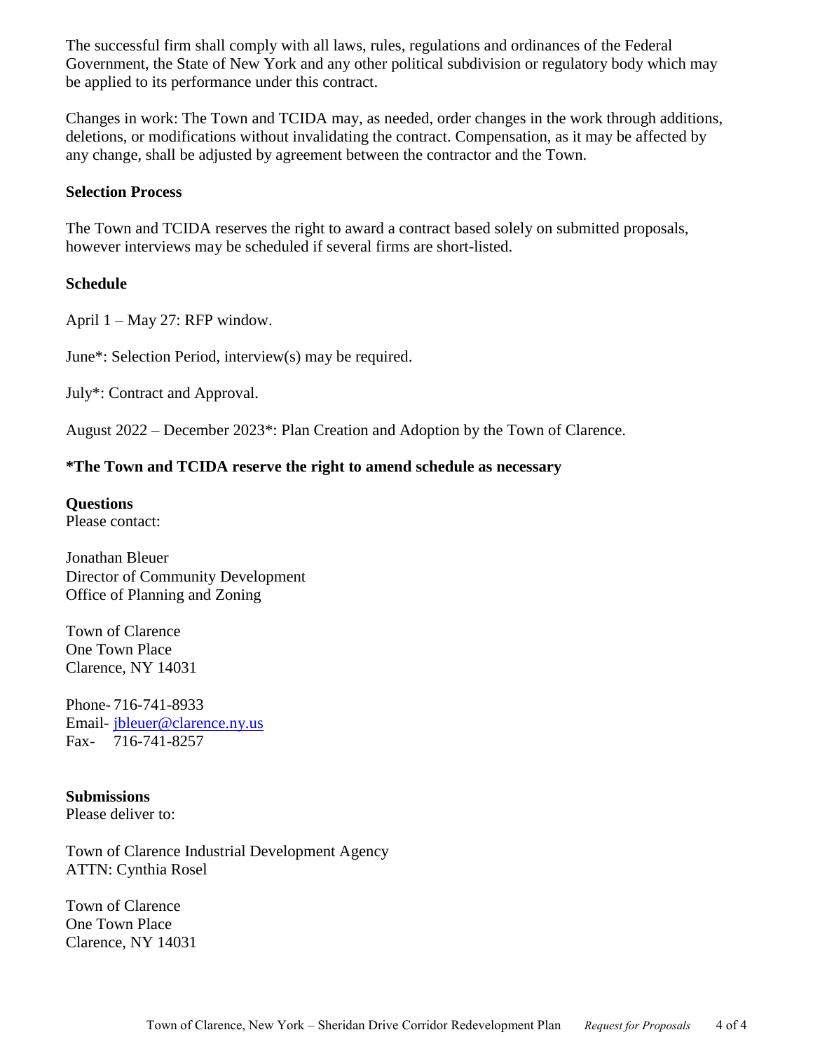The successful firm shall comply with all laws, rules, regulations and ordinances of the Federal Government, the State of New York and any other political subdivision or regulatory body which may be applied to its performance under this contract.

Changes in work: The Town and TCIDA may, as needed, order changes in the work through additions, deletions, or modifications without invalidating the contract. Compensation, as it may be affected by any change, shall be adjusted by agreement between the contractor and the Town.

**Selection Process**

The Town and TCIDA reserves the right to award a contract based solely on submitted proposals, however interviews may be scheduled if several firms are short-listed.

**Schedule**

April 1 – May 27: RFP window.

June*: Selection Period, interview(s) may be required.

July*: Contract and Approval.

August 2022 – December 2023*: Plan Creation and Adoption by the Town of Clarence.

**\*The Town and TCIDA reserve the right to amend schedule as necessary**

**Questions**
Please contact:

Jonathan Bleuer
Director of Community Development
Office of Planning and Zoning

Town of Clarence
One Town Place
Clarence, NY 14031

Phone- 716-741-8933
Email- jbleuer@clarence.ny.us
Fax- 716-741-8257

**Submissions**
Please deliver to:

Town of Clarence Industrial Development Agency
ATTN: Cynthia Rosel

Town of Clarence
One Town Place
Clarence, NY 14031